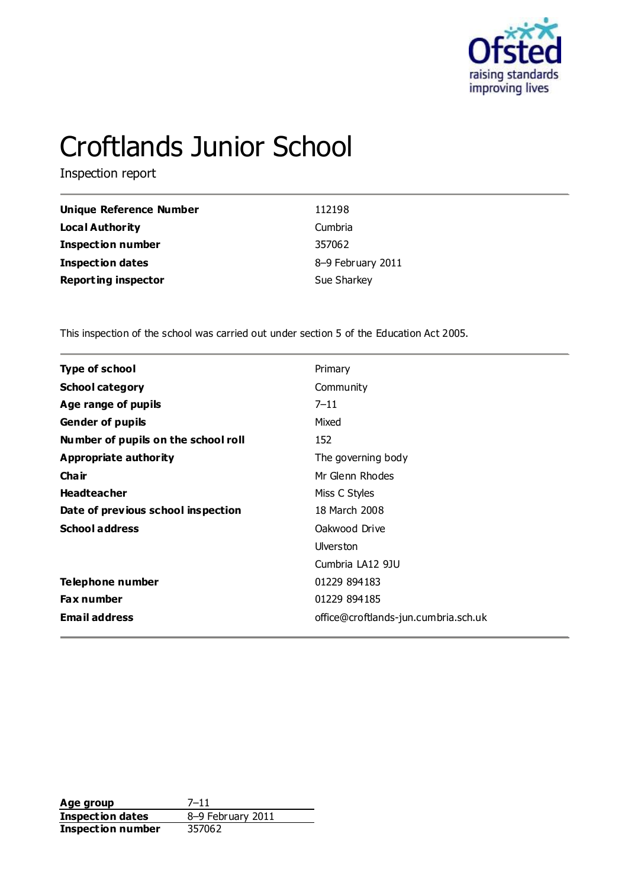# Croftlands Junior School

Inspection report

| | |
|---|---|
| **Unique Reference Number** | 112198 |
| **Local Authority** | Cumbria |
| **Inspection number** | 357062 |
| **Inspection dates** | 8–9 February 2011 |
| **Reporting inspector** | Sue Sharkey |

This inspection of the school was carried out under section 5 of the Education Act 2005.

| | |
|---|---|
| **Type of school** | Primary |
| **School category** | Community |
| **Age range of pupils** | 7–11 |
| **Gender of pupils** | Mixed |
| **Number of pupils on the school roll** | 152 |
| **Appropriate authority** | The governing body |
| **Chair** | Mr Glenn Rhodes |
| **Headteacher** | Miss C Styles |
| **Date of previous school inspection** | 18 March 2008 |
| **School address** | Oakwood Drive<br>Ulverston<br>Cumbria LA12 9JU |
| **Telephone number** | 01229 894183 |
| **Fax number** | 01229 894185 |
| **Email address** | office@croftlands-jun.cumbria.sch.uk |

| | |
|---|---|
| **Age group** | 7–11 |
| **Inspection dates** | 8–9 February 2011 |
| **Inspection number** | 357062 |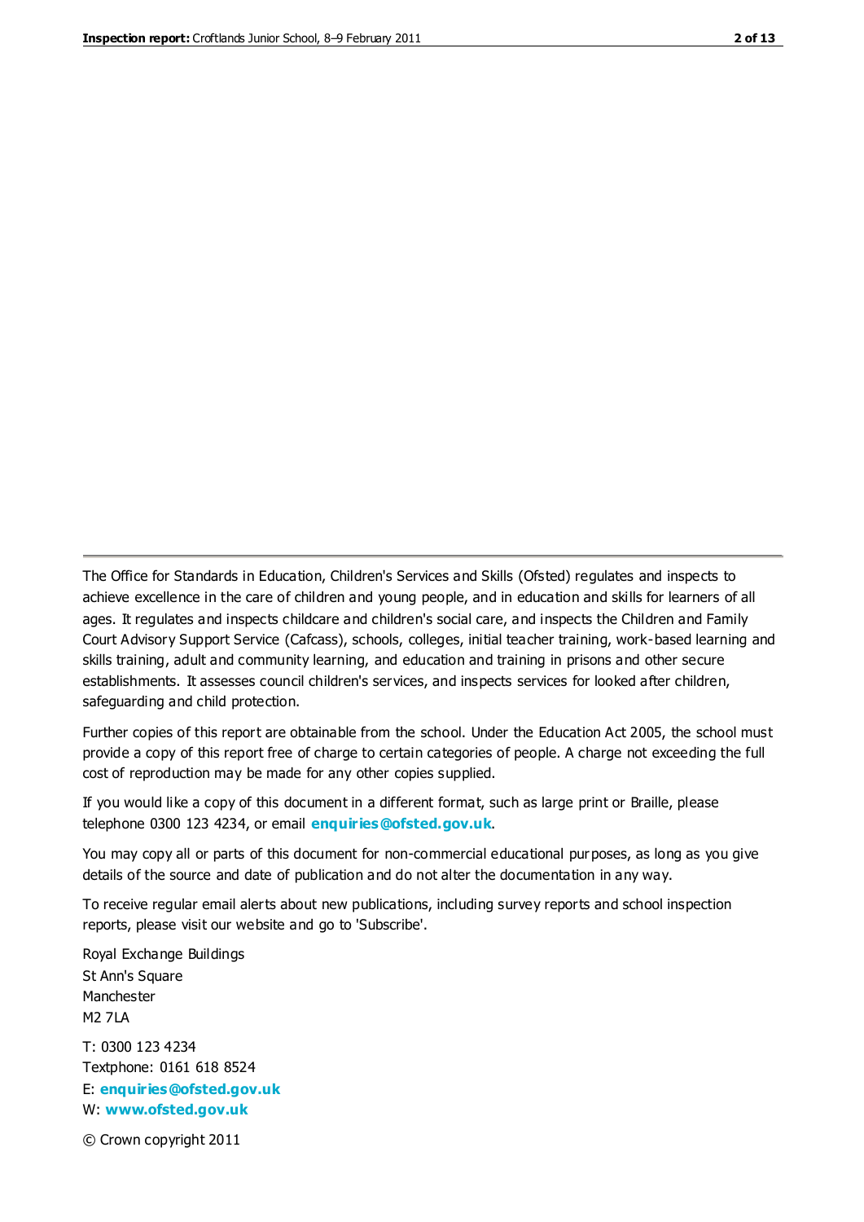The Office for Standards in Education, Children's Services and Skills (Ofsted) regulates and inspects to achieve excellence in the care of children and young people, and in education and skills for learners of all ages. It regulates and inspects childcare and children's social care, and inspects the Children and Family Court Advisory Support Service (Cafcass), schools, colleges, initial teacher training, work-based learning and skills training, adult and community learning, and education and training in prisons and other secure establishments. It assesses council children's services, and inspects services for looked after children, safeguarding and child protection.

Further copies of this report are obtainable from the school. Under the Education Act 2005, the school must provide a copy of this report free of charge to certain categories of people. A charge not exceeding the full cost of reproduction may be made for any other copies supplied.

If you would like a copy of this document in a different format, such as large print or Braille, please telephone 0300 123 4234, or email **enquiries@ofsted.gov.uk**.

You may copy all or parts of this document for non-commercial educational purposes, as long as you give details of the source and date of publication and do not alter the documentation in any way.

To receive regular email alerts about new publications, including survey reports and school inspection reports, please visit our website and go to 'Subscribe'.

Royal Exchange Buildings
St Ann's Square
Manchester
M2 7LA

T: 0300 123 4234
Textphone: 0161 618 8524
E: **enquiries@ofsted.gov.uk**
W: **www.ofsted.gov.uk**

© Crown copyright 2011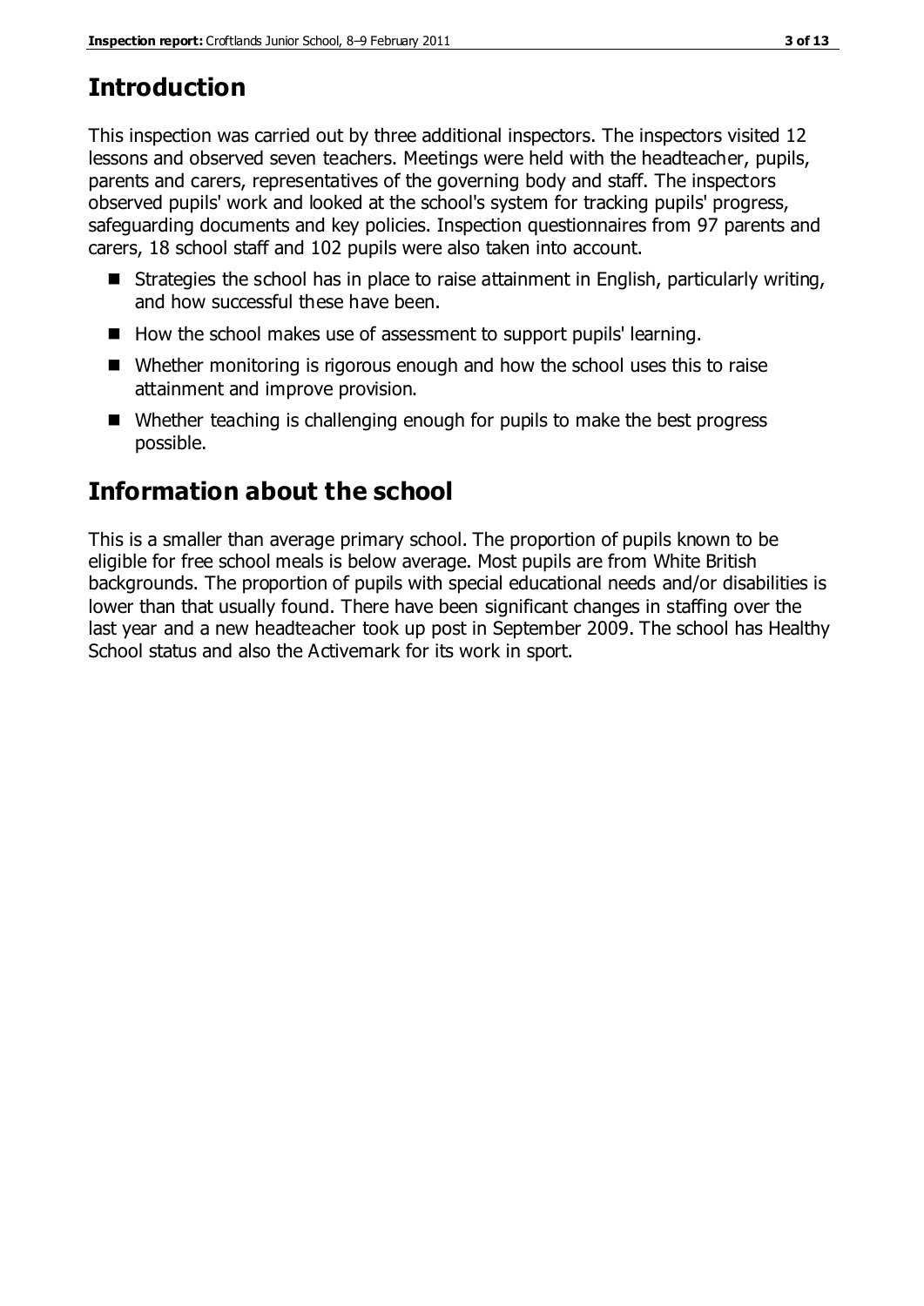# Introduction

This inspection was carried out by three additional inspectors. The inspectors visited 12 lessons and observed seven teachers. Meetings were held with the headteacher, pupils, parents and carers, representatives of the governing body and staff. The inspectors observed pupils' work and looked at the school's system for tracking pupils' progress, safeguarding documents and key policies. Inspection questionnaires from 97 parents and carers, 18 school staff and 102 pupils were also taken into account.

- Strategies the school has in place to raise attainment in English, particularly writing, and how successful these have been.
- How the school makes use of assessment to support pupils' learning.
- Whether monitoring is rigorous enough and how the school uses this to raise attainment and improve provision.
- Whether teaching is challenging enough for pupils to make the best progress possible.

# Information about the school

This is a smaller than average primary school. The proportion of pupils known to be eligible for free school meals is below average. Most pupils are from White British backgrounds. The proportion of pupils with special educational needs and/or disabilities is lower than that usually found. There have been significant changes in staffing over the last year and a new headteacher took up post in September 2009. The school has Healthy School status and also the Activemark for its work in sport.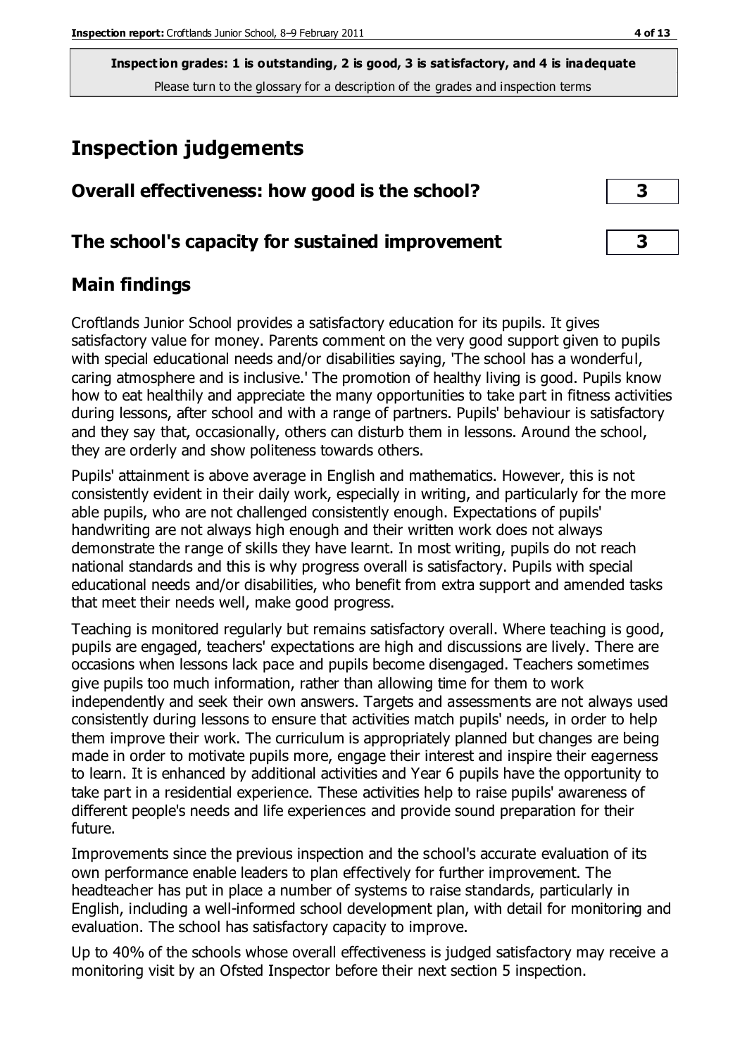**Inspection grades: 1 is outstanding, 2 is good, 3 is satisfactory, and 4 is inadequate**
Please turn to the glossary for a description of the grades and inspection terms

# Inspection judgements

| Overall effectiveness: how good is the school? | 3 |
|---|---|
| **The school's capacity for sustained improvement** | **3** |

## Main findings

Croftlands Junior School provides a satisfactory education for its pupils. It gives satisfactory value for money. Parents comment on the very good support given to pupils with special educational needs and/or disabilities saying, 'The school has a wonderful, caring atmosphere and is inclusive.' The promotion of healthy living is good. Pupils know how to eat healthily and appreciate the many opportunities to take part in fitness activities during lessons, after school and with a range of partners. Pupils' behaviour is satisfactory and they say that, occasionally, others can disturb them in lessons. Around the school, they are orderly and show politeness towards others.

Pupils' attainment is above average in English and mathematics. However, this is not consistently evident in their daily work, especially in writing, and particularly for the more able pupils, who are not challenged consistently enough. Expectations of pupils' handwriting are not always high enough and their written work does not always demonstrate the range of skills they have learnt. In most writing, pupils do not reach national standards and this is why progress overall is satisfactory. Pupils with special educational needs and/or disabilities, who benefit from extra support and amended tasks that meet their needs well, make good progress.

Teaching is monitored regularly but remains satisfactory overall. Where teaching is good, pupils are engaged, teachers' expectations are high and discussions are lively. There are occasions when lessons lack pace and pupils become disengaged. Teachers sometimes give pupils too much information, rather than allowing time for them to work independently and seek their own answers. Targets and assessments are not always used consistently during lessons to ensure that activities match pupils' needs, in order to help them improve their work. The curriculum is appropriately planned but changes are being made in order to motivate pupils more, engage their interest and inspire their eagerness to learn. It is enhanced by additional activities and Year 6 pupils have the opportunity to take part in a residential experience. These activities help to raise pupils' awareness of different people's needs and life experiences and provide sound preparation for their future.

Improvements since the previous inspection and the school's accurate evaluation of its own performance enable leaders to plan effectively for further improvement. The headteacher has put in place a number of systems to raise standards, particularly in English, including a well-informed school development plan, with detail for monitoring and evaluation. The school has satisfactory capacity to improve.

Up to 40% of the schools whose overall effectiveness is judged satisfactory may receive a monitoring visit by an Ofsted Inspector before their next section 5 inspection.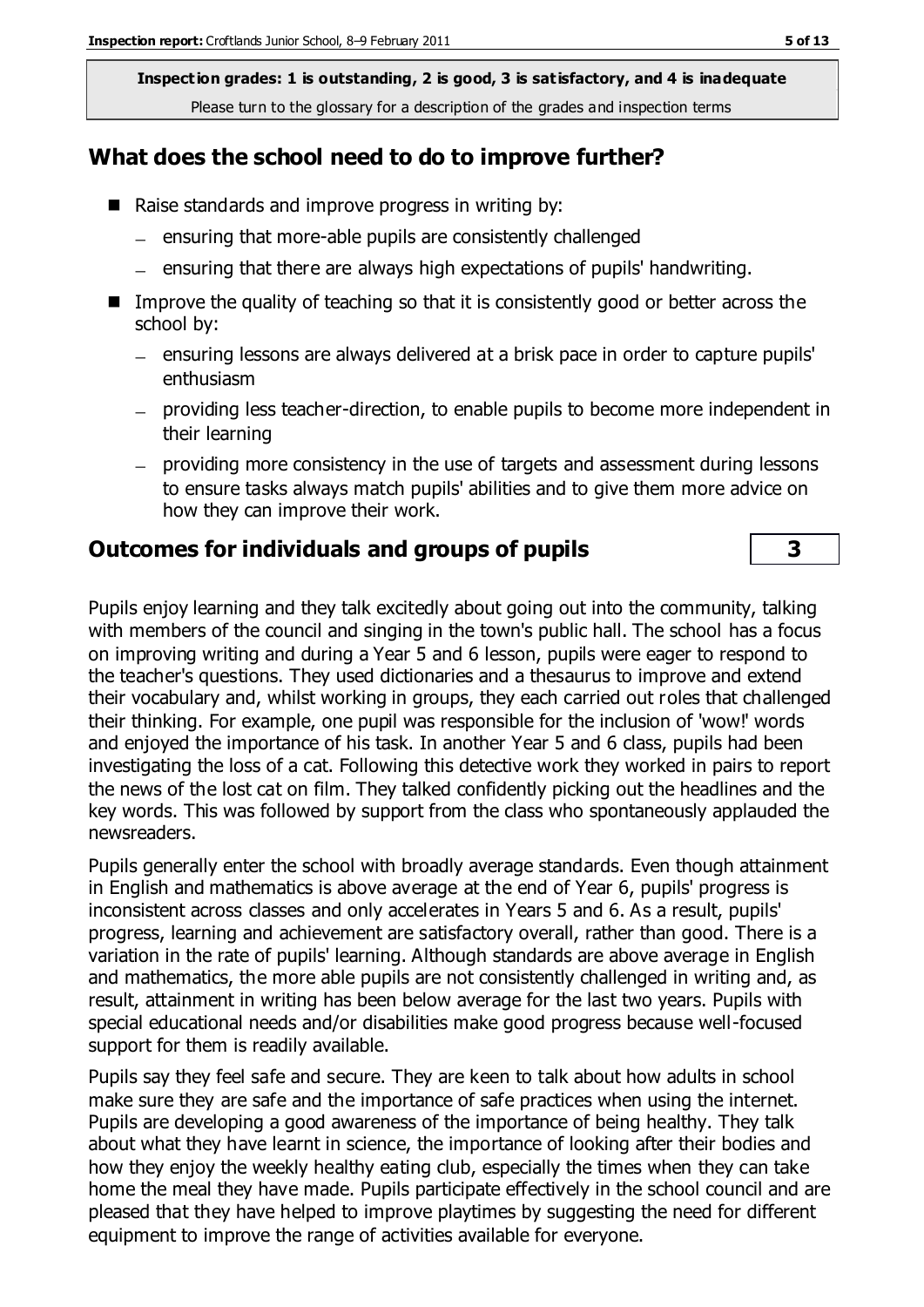**Inspection grades: 1 is outstanding, 2 is good, 3 is satisfactory, and 4 is inadequate**
Please turn to the glossary for a description of the grades and inspection terms

## What does the school need to do to improve further?

- Raise standards and improve progress in writing by:
  - ensuring that more-able pupils are consistently challenged
  - ensuring that there are always high expectations of pupils' handwriting.
- Improve the quality of teaching so that it is consistently good or better across the school by:
  - ensuring lessons are always delivered at a brisk pace in order to capture pupils' enthusiasm
  - providing less teacher-direction, to enable pupils to become more independent in their learning
  - providing more consistency in the use of targets and assessment during lessons to ensure tasks always match pupils' abilities and to give them more advice on how they can improve their work.

## Outcomes for individuals and groups of pupils — 3

Pupils enjoy learning and they talk excitedly about going out into the community, talking with members of the council and singing in the town's public hall. The school has a focus on improving writing and during a Year 5 and 6 lesson, pupils were eager to respond to the teacher's questions. They used dictionaries and a thesaurus to improve and extend their vocabulary and, whilst working in groups, they each carried out roles that challenged their thinking. For example, one pupil was responsible for the inclusion of 'wow!' words and enjoyed the importance of his task. In another Year 5 and 6 class, pupils had been investigating the loss of a cat. Following this detective work they worked in pairs to report the news of the lost cat on film. They talked confidently picking out the headlines and the key words. This was followed by support from the class who spontaneously applauded the newsreaders.

Pupils generally enter the school with broadly average standards. Even though attainment in English and mathematics is above average at the end of Year 6, pupils' progress is inconsistent across classes and only accelerates in Years 5 and 6. As a result, pupils' progress, learning and achievement are satisfactory overall, rather than good. There is a variation in the rate of pupils' learning. Although standards are above average in English and mathematics, the more able pupils are not consistently challenged in writing and, as result, attainment in writing has been below average for the last two years. Pupils with special educational needs and/or disabilities make good progress because well-focused support for them is readily available.

Pupils say they feel safe and secure. They are keen to talk about how adults in school make sure they are safe and the importance of safe practices when using the internet. Pupils are developing a good awareness of the importance of being healthy. They talk about what they have learnt in science, the importance of looking after their bodies and how they enjoy the weekly healthy eating club, especially the times when they can take home the meal they have made. Pupils participate effectively in the school council and are pleased that they have helped to improve playtimes by suggesting the need for different equipment to improve the range of activities available for everyone.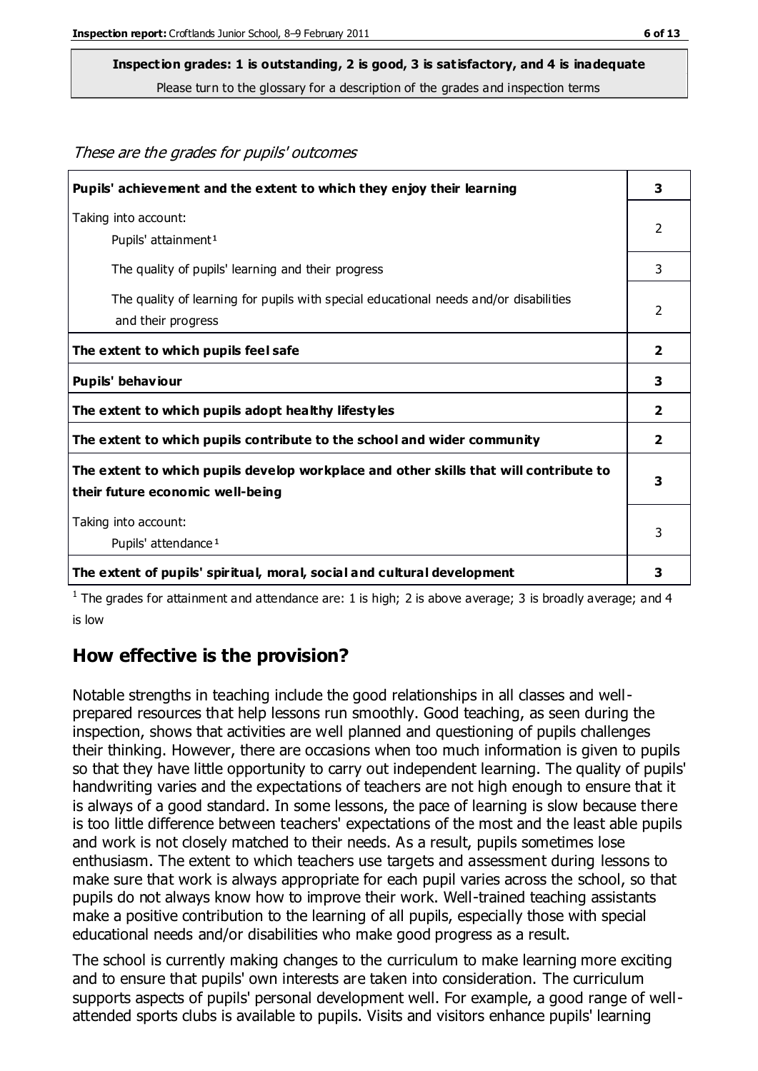**Inspection grades: 1 is outstanding, 2 is good, 3 is satisfactory, and 4 is inadequate**

Please turn to the glossary for a description of the grades and inspection terms

*These are the grades for pupils' outcomes*

| | |
|---|---|
| **Pupils' achievement and the extent to which they enjoy their learning** | **3** |
| Taking into account:<br>Pupils' attainment[1] | 2 |
| The quality of pupils' learning and their progress | 3 |
| The quality of learning for pupils with special educational needs and/or disabilities and their progress | 2 |
| **The extent to which pupils feel safe** | **2** |
| **Pupils' behaviour** | **3** |
| **The extent to which pupils adopt healthy lifestyles** | **2** |
| **The extent to which pupils contribute to the school and wider community** | **2** |
| **The extent to which pupils develop workplace and other skills that will contribute to their future economic well-being** | **3** |
| Taking into account:<br>Pupils' attendance[1] | 3 |
| **The extent of pupils' spiritual, moral, social and cultural development** | **3** |

[1] The grades for attainment and attendance are: 1 is high; 2 is above average; 3 is broadly average; and 4 is low

## How effective is the provision?

Notable strengths in teaching include the good relationships in all classes and well-prepared resources that help lessons run smoothly. Good teaching, as seen during the inspection, shows that activities are well planned and questioning of pupils challenges their thinking. However, there are occasions when too much information is given to pupils so that they have little opportunity to carry out independent learning. The quality of pupils' handwriting varies and the expectations of teachers are not high enough to ensure that it is always of a good standard. In some lessons, the pace of learning is slow because there is too little difference between teachers' expectations of the most and the least able pupils and work is not closely matched to their needs. As a result, pupils sometimes lose enthusiasm. The extent to which teachers use targets and assessment during lessons to make sure that work is always appropriate for each pupil varies across the school, so that pupils do not always know how to improve their work. Well-trained teaching assistants make a positive contribution to the learning of all pupils, especially those with special educational needs and/or disabilities who make good progress as a result.

The school is currently making changes to the curriculum to make learning more exciting and to ensure that pupils' own interests are taken into consideration. The curriculum supports aspects of pupils' personal development well. For example, a good range of well-attended sports clubs is available to pupils. Visits and visitors enhance pupils' learning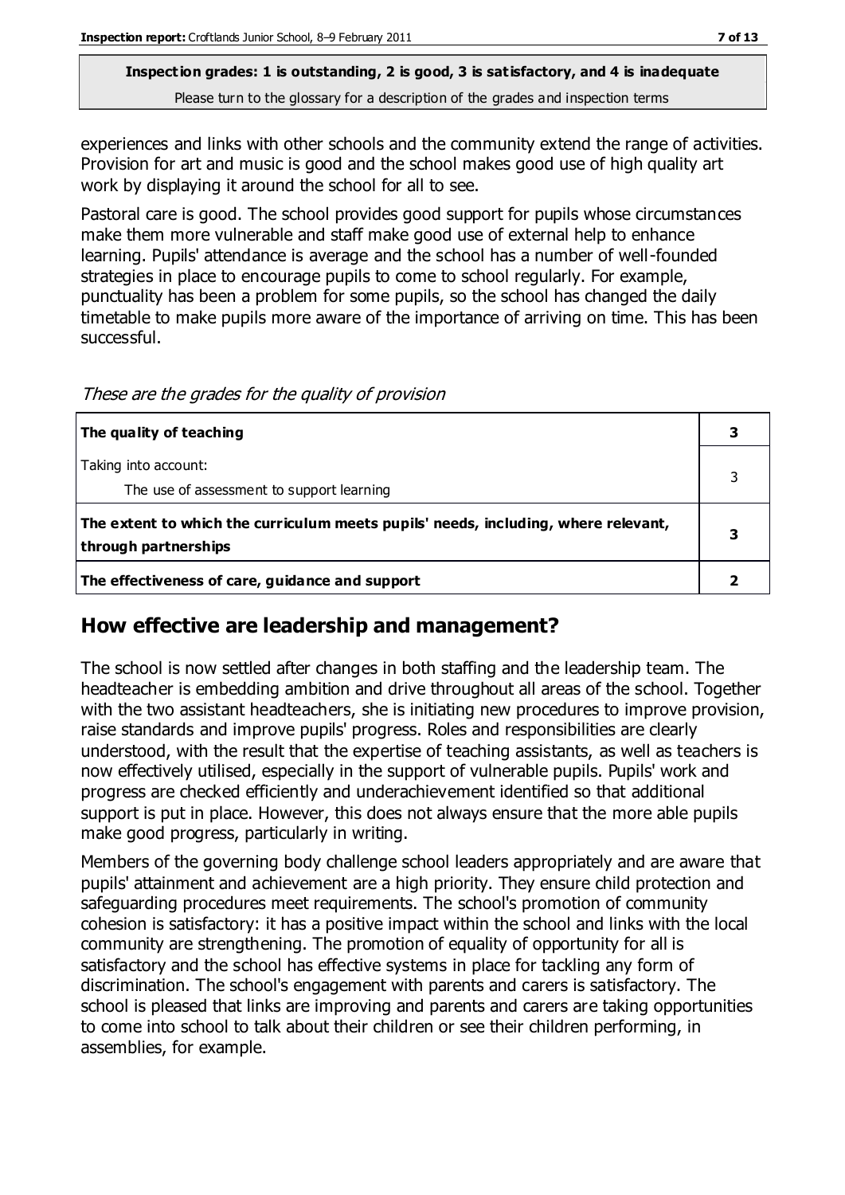**Inspection grades: 1 is outstanding, 2 is good, 3 is satisfactory, and 4 is inadequate**
Please turn to the glossary for a description of the grades and inspection terms

experiences and links with other schools and the community extend the range of activities. Provision for art and music is good and the school makes good use of high quality art work by displaying it around the school for all to see.

Pastoral care is good. The school provides good support for pupils whose circumstances make them more vulnerable and staff make good use of external help to enhance learning. Pupils' attendance is average and the school has a number of well-founded strategies in place to encourage pupils to come to school regularly. For example, punctuality has been a problem for some pupils, so the school has changed the daily timetable to make pupils more aware of the importance of arriving on time. This has been successful.

*These are the grades for the quality of provision*

| | |
|---|---|
| **The quality of teaching** | **3** |
| Taking into account:<br>The use of assessment to support learning | 3 |
| **The extent to which the curriculum meets pupils' needs, including, where relevant, through partnerships** | **3** |
| **The effectiveness of care, guidance and support** | **2** |

## How effective are leadership and management?

The school is now settled after changes in both staffing and the leadership team. The headteacher is embedding ambition and drive throughout all areas of the school. Together with the two assistant headteachers, she is initiating new procedures to improve provision, raise standards and improve pupils' progress. Roles and responsibilities are clearly understood, with the result that the expertise of teaching assistants, as well as teachers is now effectively utilised, especially in the support of vulnerable pupils. Pupils' work and progress are checked efficiently and underachievement identified so that additional support is put in place. However, this does not always ensure that the more able pupils make good progress, particularly in writing.

Members of the governing body challenge school leaders appropriately and are aware that pupils' attainment and achievement are a high priority. They ensure child protection and safeguarding procedures meet requirements. The school's promotion of community cohesion is satisfactory: it has a positive impact within the school and links with the local community are strengthening. The promotion of equality of opportunity for all is satisfactory and the school has effective systems in place for tackling any form of discrimination. The school's engagement with parents and carers is satisfactory. The school is pleased that links are improving and parents and carers are taking opportunities to come into school to talk about their children or see their children performing, in assemblies, for example.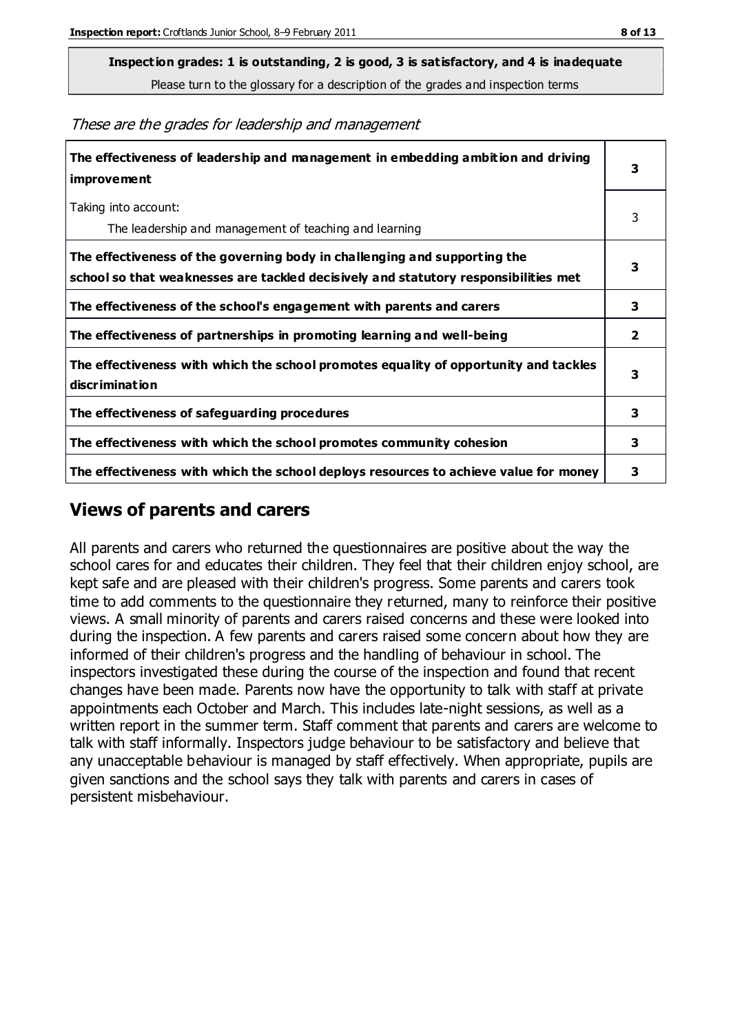**Inspection grades: 1 is outstanding, 2 is good, 3 is satisfactory, and 4 is inadequate**
Please turn to the glossary for a description of the grades and inspection terms

*These are the grades for leadership and management*

| | |
|---|---|
| **The effectiveness of leadership and management in embedding ambition and driving improvement** | **3** |
| Taking into account:<br>The leadership and management of teaching and learning | 3 |
| **The effectiveness of the governing body in challenging and supporting the school so that weaknesses are tackled decisively and statutory responsibilities met** | **3** |
| **The effectiveness of the school's engagement with parents and carers** | **3** |
| **The effectiveness of partnerships in promoting learning and well-being** | **2** |
| **The effectiveness with which the school promotes equality of opportunity and tackles discrimination** | **3** |
| **The effectiveness of safeguarding procedures** | **3** |
| **The effectiveness with which the school promotes community cohesion** | **3** |
| **The effectiveness with which the school deploys resources to achieve value for money** | **3** |

## Views of parents and carers

All parents and carers who returned the questionnaires are positive about the way the school cares for and educates their children. They feel that their children enjoy school, are kept safe and are pleased with their children's progress. Some parents and carers took time to add comments to the questionnaire they returned, many to reinforce their positive views. A small minority of parents and carers raised concerns and these were looked into during the inspection. A few parents and carers raised some concern about how they are informed of their children's progress and the handling of behaviour in school. The inspectors investigated these during the course of the inspection and found that recent changes have been made. Parents now have the opportunity to talk with staff at private appointments each October and March. This includes late-night sessions, as well as a written report in the summer term. Staff comment that parents and carers are welcome to talk with staff informally. Inspectors judge behaviour to be satisfactory and believe that any unacceptable behaviour is managed by staff effectively. When appropriate, pupils are given sanctions and the school says they talk with parents and carers in cases of persistent misbehaviour.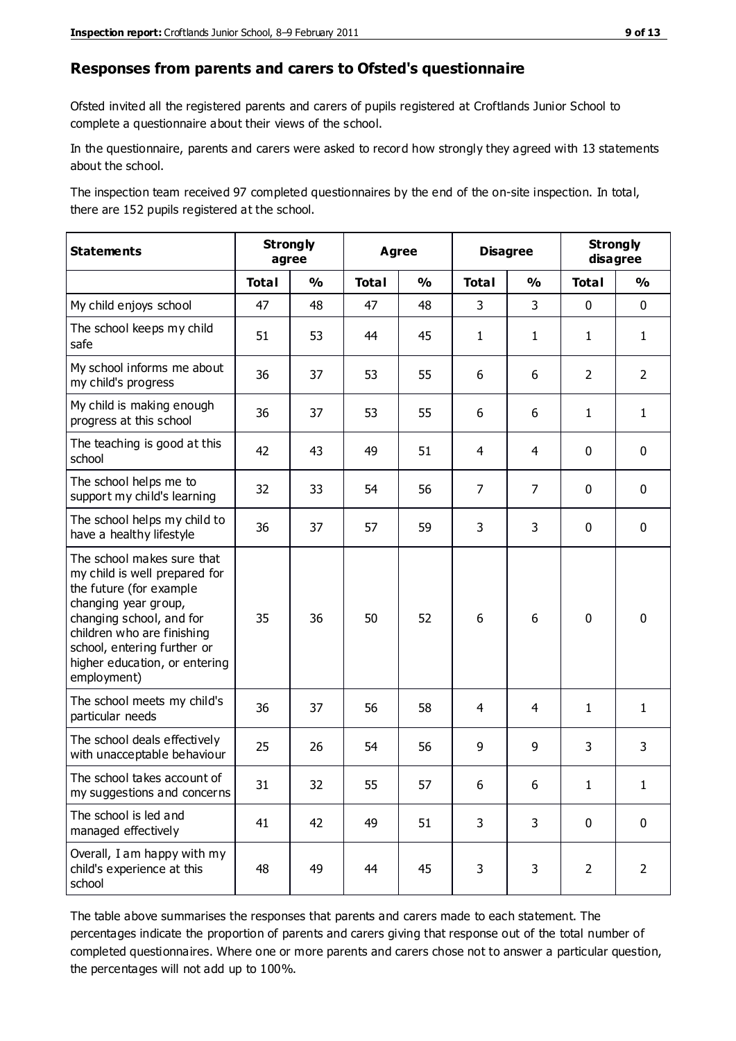## Responses from parents and carers to Ofsted's questionnaire

Ofsted invited all the registered parents and carers of pupils registered at Croftlands Junior School to complete a questionnaire about their views of the school.

In the questionnaire, parents and carers were asked to record how strongly they agreed with 13 statements about the school.

The inspection team received 97 completed questionnaires by the end of the on-site inspection. In total, there are 152 pupils registered at the school.

| Statements | Strongly agree | | Agree | | Disagree | | Strongly disagree | |
|---|---|---|---|---|---|---|---|---|
| | Total | % | Total | % | Total | % | Total | % |
| My child enjoys school | 47 | 48 | 47 | 48 | 3 | 3 | 0 | 0 |
| The school keeps my child safe | 51 | 53 | 44 | 45 | 1 | 1 | 1 | 1 |
| My school informs me about my child's progress | 36 | 37 | 53 | 55 | 6 | 6 | 2 | 2 |
| My child is making enough progress at this school | 36 | 37 | 53 | 55 | 6 | 6 | 1 | 1 |
| The teaching is good at this school | 42 | 43 | 49 | 51 | 4 | 4 | 0 | 0 |
| The school helps me to support my child's learning | 32 | 33 | 54 | 56 | 7 | 7 | 0 | 0 |
| The school helps my child to have a healthy lifestyle | 36 | 37 | 57 | 59 | 3 | 3 | 0 | 0 |
| The school makes sure that my child is well prepared for the future (for example changing year group, changing school, and for children who are finishing school, entering further or higher education, or entering employment) | 35 | 36 | 50 | 52 | 6 | 6 | 0 | 0 |
| The school meets my child's particular needs | 36 | 37 | 56 | 58 | 4 | 4 | 1 | 1 |
| The school deals effectively with unacceptable behaviour | 25 | 26 | 54 | 56 | 9 | 9 | 3 | 3 |
| The school takes account of my suggestions and concerns | 31 | 32 | 55 | 57 | 6 | 6 | 1 | 1 |
| The school is led and managed effectively | 41 | 42 | 49 | 51 | 3 | 3 | 0 | 0 |
| Overall, I am happy with my child's experience at this school | 48 | 49 | 44 | 45 | 3 | 3 | 2 | 2 |

The table above summarises the responses that parents and carers made to each statement. The percentages indicate the proportion of parents and carers giving that response out of the total number of completed questionnaires. Where one or more parents and carers chose not to answer a particular question, the percentages will not add up to 100%.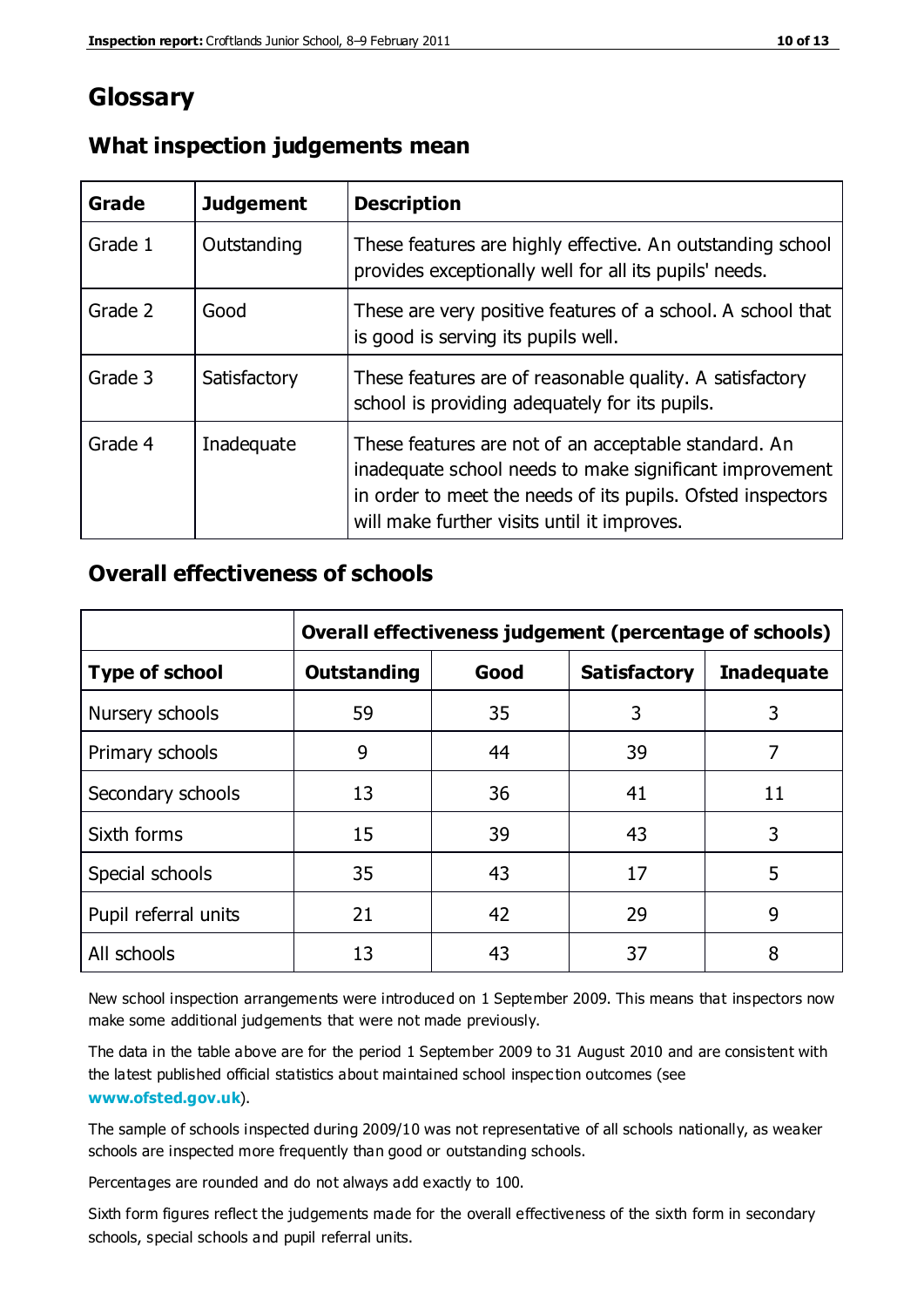# Glossary

## What inspection judgements mean

| Grade | Judgement | Description |
| --- | --- | --- |
| Grade 1 | Outstanding | These features are highly effective. An outstanding school provides exceptionally well for all its pupils' needs. |
| Grade 2 | Good | These are very positive features of a school. A school that is good is serving its pupils well. |
| Grade 3 | Satisfactory | These features are of reasonable quality. A satisfactory school is providing adequately for its pupils. |
| Grade 4 | Inadequate | These features are not of an acceptable standard. An inadequate school needs to make significant improvement in order to meet the needs of its pupils. Ofsted inspectors will make further visits until it improves. |

## Overall effectiveness of schools

| | Overall effectiveness judgement (percentage of schools) | | | |
| --- | --- | --- | --- | --- |
| **Type of school** | **Outstanding** | **Good** | **Satisfactory** | **Inadequate** |
| Nursery schools | 59 | 35 | 3 | 3 |
| Primary schools | 9 | 44 | 39 | 7 |
| Secondary schools | 13 | 36 | 41 | 11 |
| Sixth forms | 15 | 39 | 43 | 3 |
| Special schools | 35 | 43 | 17 | 5 |
| Pupil referral units | 21 | 42 | 29 | 9 |
| All schools | 13 | 43 | 37 | 8 |

New school inspection arrangements were introduced on 1 September 2009. This means that inspectors now make some additional judgements that were not made previously.

The data in the table above are for the period 1 September 2009 to 31 August 2010 and are consistent with the latest published official statistics about maintained school inspection outcomes (see **www.ofsted.gov.uk**).

The sample of schools inspected during 2009/10 was not representative of all schools nationally, as weaker schools are inspected more frequently than good or outstanding schools.

Percentages are rounded and do not always add exactly to 100.

Sixth form figures reflect the judgements made for the overall effectiveness of the sixth form in secondary schools, special schools and pupil referral units.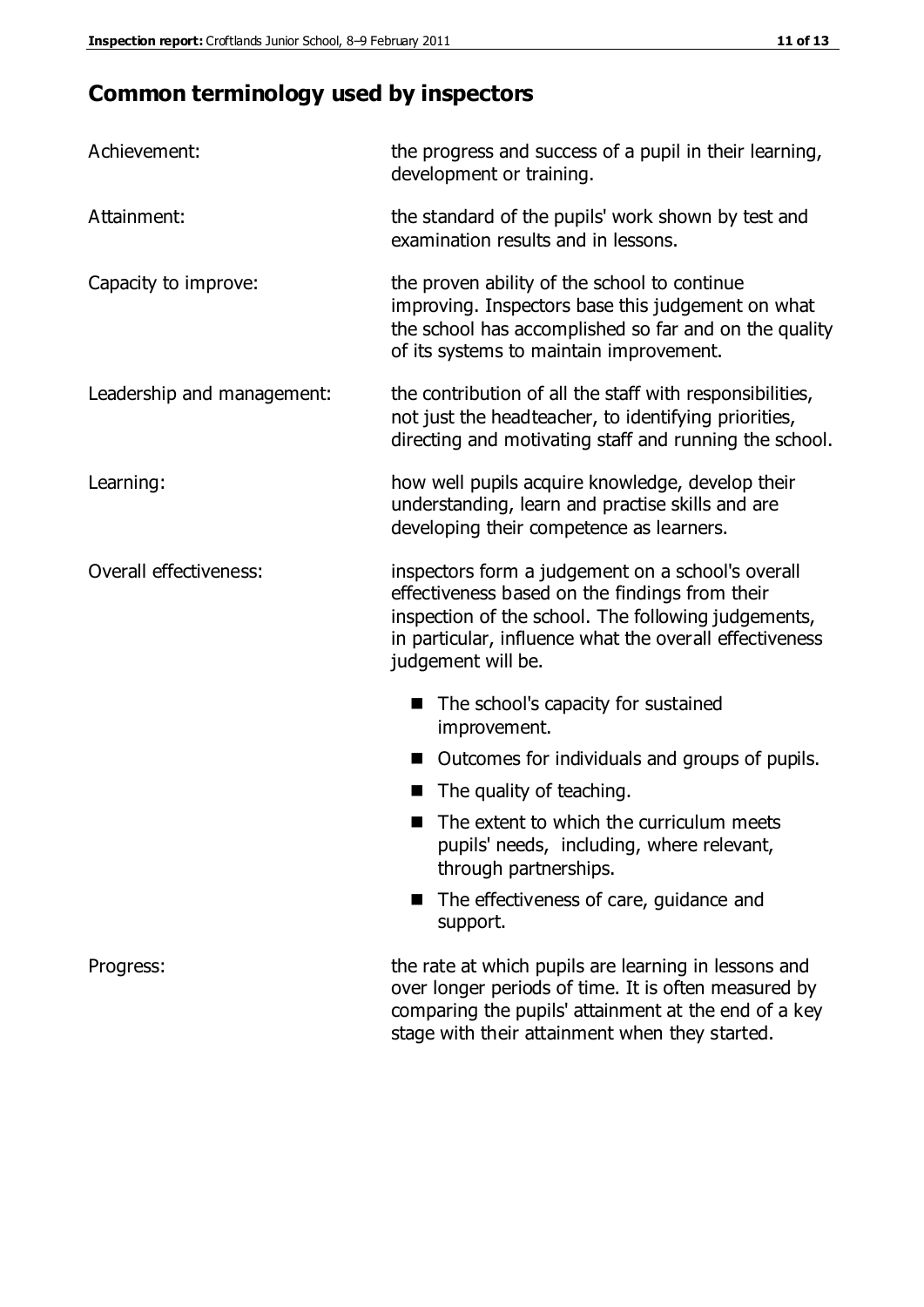## Common terminology used by inspectors

| | |
|---|---|
| Achievement: | the progress and success of a pupil in their learning, development or training. |
| Attainment: | the standard of the pupils' work shown by test and examination results and in lessons. |
| Capacity to improve: | the proven ability of the school to continue improving. Inspectors base this judgement on what the school has accomplished so far and on the quality of its systems to maintain improvement. |
| Leadership and management: | the contribution of all the staff with responsibilities, not just the headteacher, to identifying priorities, directing and motivating staff and running the school. |
| Learning: | how well pupils acquire knowledge, develop their understanding, learn and practise skills and are developing their competence as learners. |
| Overall effectiveness: | inspectors form a judgement on a school's overall effectiveness based on the findings from their inspection of the school. The following judgements, in particular, influence what the overall effectiveness judgement will be.<br>■ The school's capacity for sustained improvement.<br>■ Outcomes for individuals and groups of pupils.<br>■ The quality of teaching.<br>■ The extent to which the curriculum meets pupils' needs, including, where relevant, through partnerships.<br>■ The effectiveness of care, guidance and support. |
| Progress: | the rate at which pupils are learning in lessons and over longer periods of time. It is often measured by comparing the pupils' attainment at the end of a key stage with their attainment when they started. |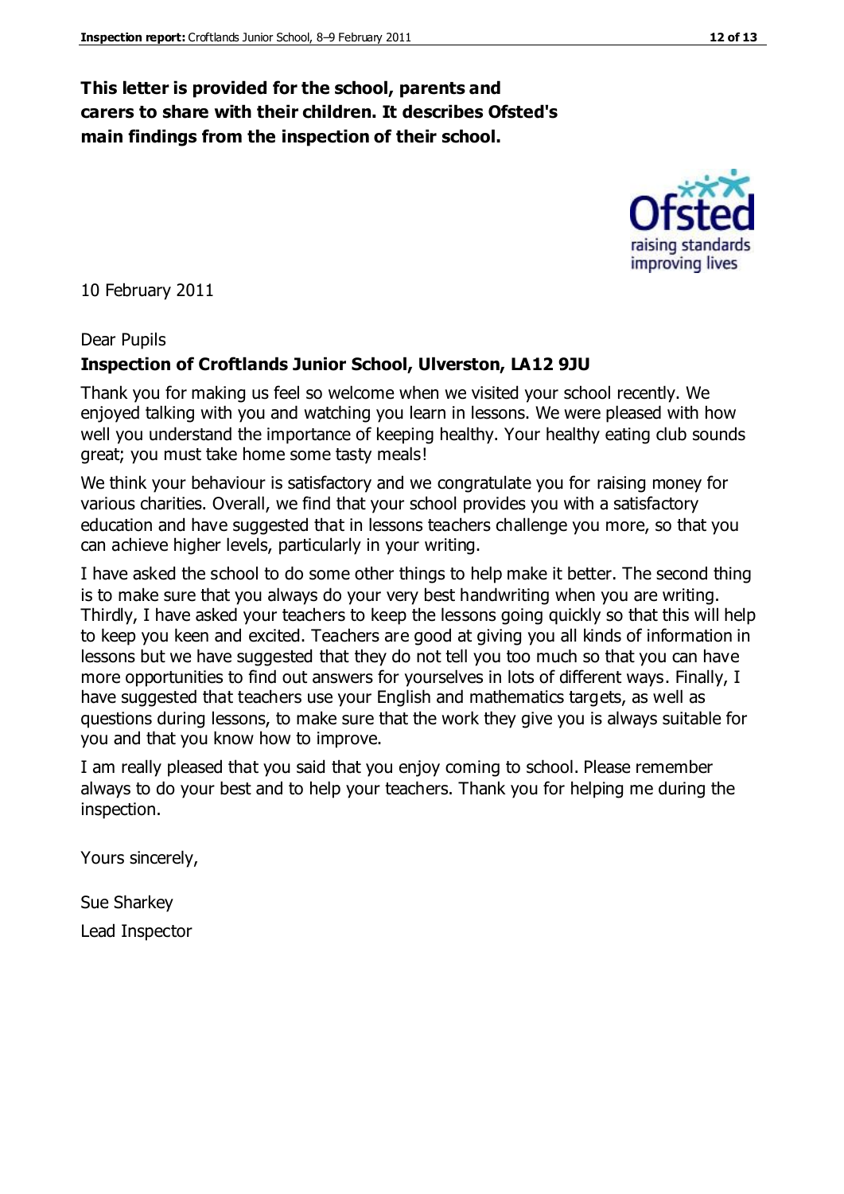**This letter is provided for the school, parents and carers to share with their children. It describes Ofsted's main findings from the inspection of their school.**

10 February 2011

Dear Pupils

**Inspection of Croftlands Junior School, Ulverston, LA12 9JU**

Thank you for making us feel so welcome when we visited your school recently. We enjoyed talking with you and watching you learn in lessons. We were pleased with how well you understand the importance of keeping healthy. Your healthy eating club sounds great; you must take home some tasty meals!

We think your behaviour is satisfactory and we congratulate you for raising money for various charities. Overall, we find that your school provides you with a satisfactory education and have suggested that in lessons teachers challenge you more, so that you can achieve higher levels, particularly in your writing.

I have asked the school to do some other things to help make it better. The second thing is to make sure that you always do your very best handwriting when you are writing. Thirdly, I have asked your teachers to keep the lessons going quickly so that this will help to keep you keen and excited. Teachers are good at giving you all kinds of information in lessons but we have suggested that they do not tell you too much so that you can have more opportunities to find out answers for yourselves in lots of different ways. Finally, I have suggested that teachers use your English and mathematics targets, as well as questions during lessons, to make sure that the work they give you is always suitable for you and that you know how to improve.

I am really pleased that you said that you enjoy coming to school. Please remember always to do your best and to help your teachers. Thank you for helping me during the inspection.

Yours sincerely,

Sue Sharkey

Lead Inspector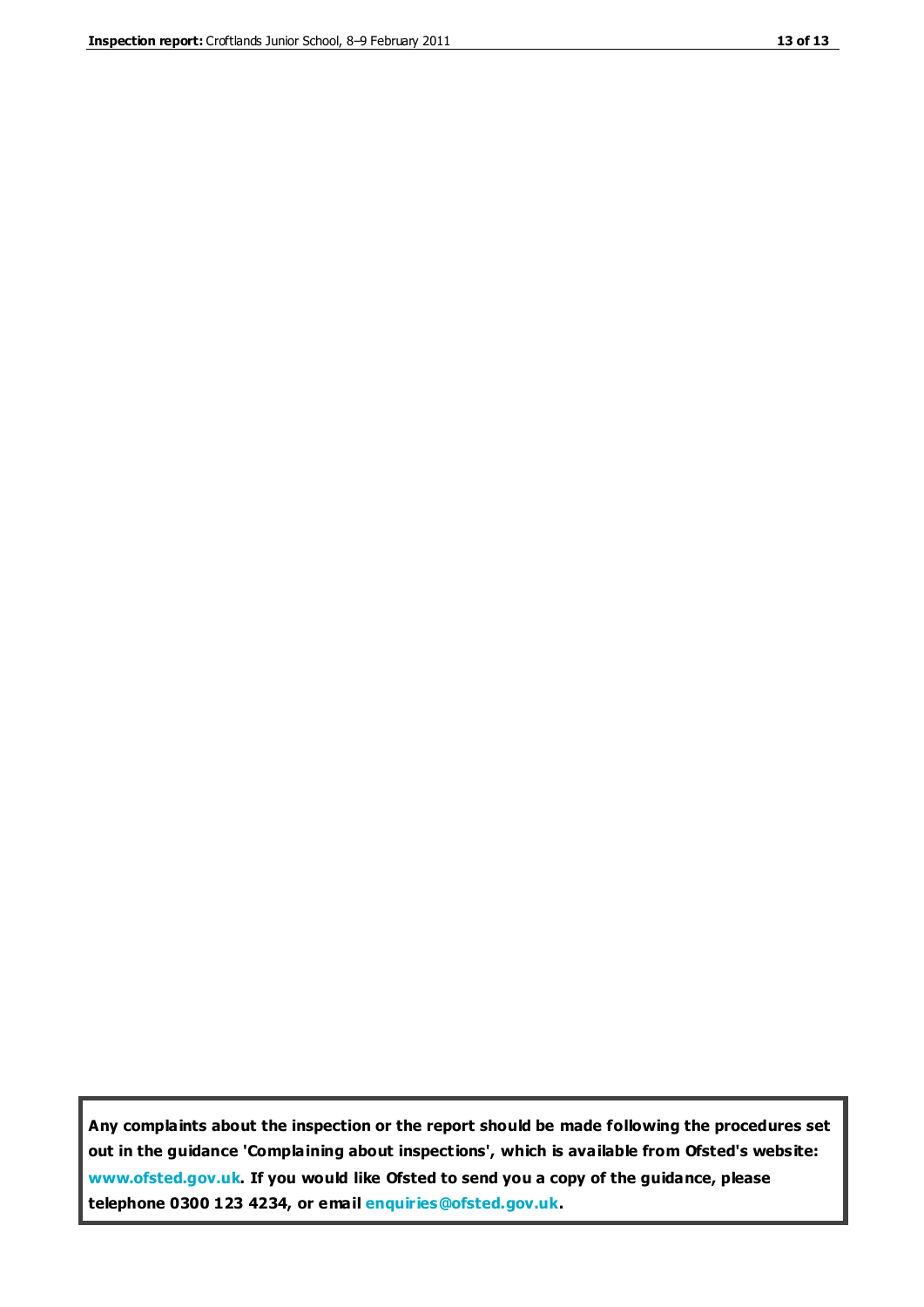**Any complaints about the inspection or the report should be made following the procedures set out in the guidance 'Complaining about inspections', which is available from Ofsted's website: www.ofsted.gov.uk. If you would like Ofsted to send you a copy of the guidance, please telephone 0300 123 4234, or email enquiries@ofsted.gov.uk.**